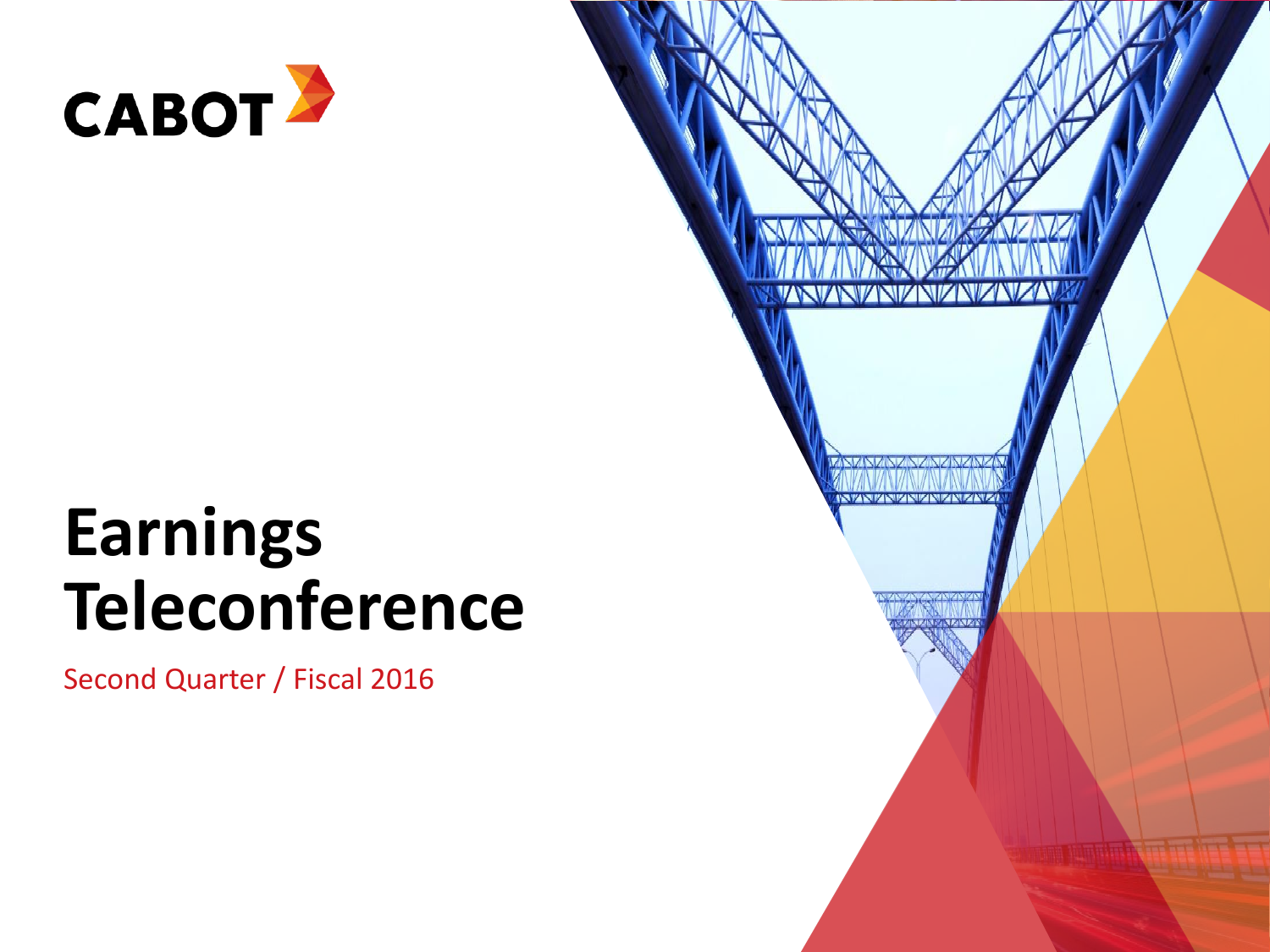CABOT

# Earnings Teleconference

Second Quarter / Fiscal 2016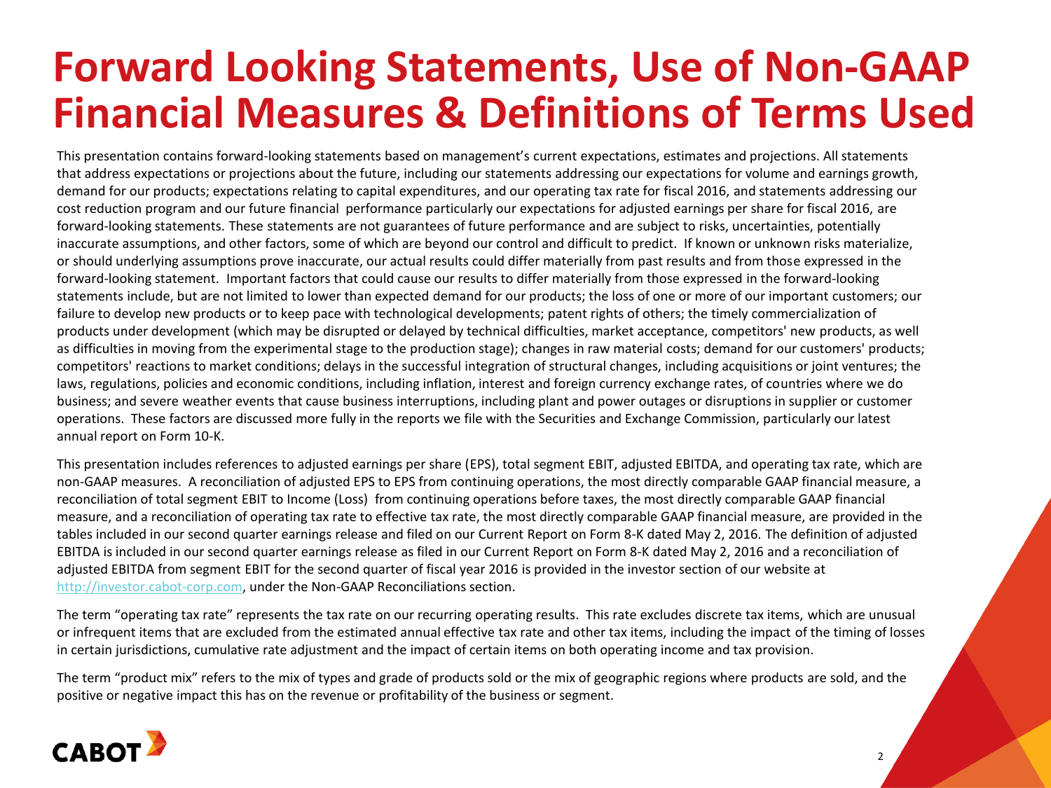# Forward Looking Statements, Use of Non-GAAP Financial Measures & Definitions of Terms Used

This presentation contains forward-looking statements based on management's current expectations, estimates and projections. All statements that address expectations or projections about the future, including our statements addressing our expectations for volume and earnings growth, demand for our products; expectations relating to capital expenditures, and our operating tax rate for fiscal 2016, and statements addressing our cost reduction program and our future financial performance particularly our expectations for adjusted earnings per share for fiscal 2016, are forward-looking statements. These statements are not guarantees of future performance and are subject to risks, uncertainties, potentially inaccurate assumptions, and other factors, some of which are beyond our control and difficult to predict. If known or unknown risks materialize, or should underlying assumptions prove inaccurate, our actual results could differ materially from past results and from those expressed in the forward-looking statement. Important factors that could cause our results to differ materially from those expressed in the forward-looking statements include, but are not limited to lower than expected demand for our products; the loss of one or more of our important customers; our failure to develop new products or to keep pace with technological developments; patent rights of others; the timely commercialization of products under development (which may be disrupted or delayed by technical difficulties, market acceptance, competitors' new products, as well as difficulties in moving from the experimental stage to the production stage); changes in raw material costs; demand for our customers' products; competitors' reactions to market conditions; delays in the successful integration of structural changes, including acquisitions or joint ventures; the laws, regulations, policies and economic conditions, including inflation, interest and foreign currency exchange rates, of countries where we do business; and severe weather events that cause business interruptions, including plant and power outages or disruptions in supplier or customer operations. These factors are discussed more fully in the reports we file with the Securities and Exchange Commission, particularly our latest annual report on Form 10-K.

This presentation includes references to adjusted earnings per share (EPS), total segment EBIT, adjusted EBITDA, and operating tax rate, which are non-GAAP measures. A reconciliation of adjusted EPS to EPS from continuing operations, the most directly comparable GAAP financial measure, a reconciliation of total segment EBIT to Income (Loss) from continuing operations before taxes, the most directly comparable GAAP financial measure, and a reconciliation of operating tax rate to effective tax rate, the most directly comparable GAAP financial measure, are provided in the tables included in our second quarter earnings release and filed on our Current Report on Form 8-K dated May 2, 2016. The definition of adjusted EBITDA is included in our second quarter earnings release as filed in our Current Report on Form 8-K dated May 2, 2016 and a reconciliation of adjusted EBITDA from segment EBIT for the second quarter of fiscal year 2016 is provided in the investor section of our website at http://investor.cabot-corp.com, under the Non-GAAP Reconciliations section.

The term "operating tax rate" represents the tax rate on our recurring operating results. This rate excludes discrete tax items, which are unusual or infrequent items that are excluded from the estimated annual effective tax rate and other tax items, including the impact of the timing of losses in certain jurisdictions, cumulative rate adjustment and the impact of certain items on both operating income and tax provision.

The term "product mix" refers to the mix of types and grade of products sold or the mix of geographic regions where products are sold, and the positive or negative impact this has on the revenue or profitability of the business or segment.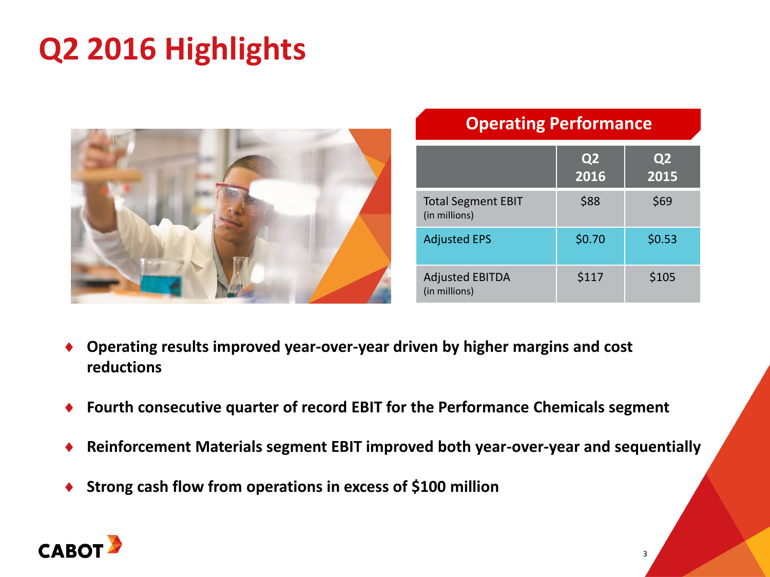# Q2 2016 Highlights

## Operating Performance

| | Q2 2016 | Q2 2015 |
|---|---|---|
| Total Segment EBIT (in millions) | $88 | $69 |
| Adjusted EPS | $0.70 | $0.53 |
| Adjusted EBITDA (in millions) | $117 | $105 |

- **Operating results improved year-over-year driven by higher margins and cost reductions**
- **Fourth consecutive quarter of record EBIT for the Performance Chemicals segment**
- **Reinforcement Materials segment EBIT improved both year-over-year and sequentially**
- **Strong cash flow from operations in excess of $100 million**

CABOT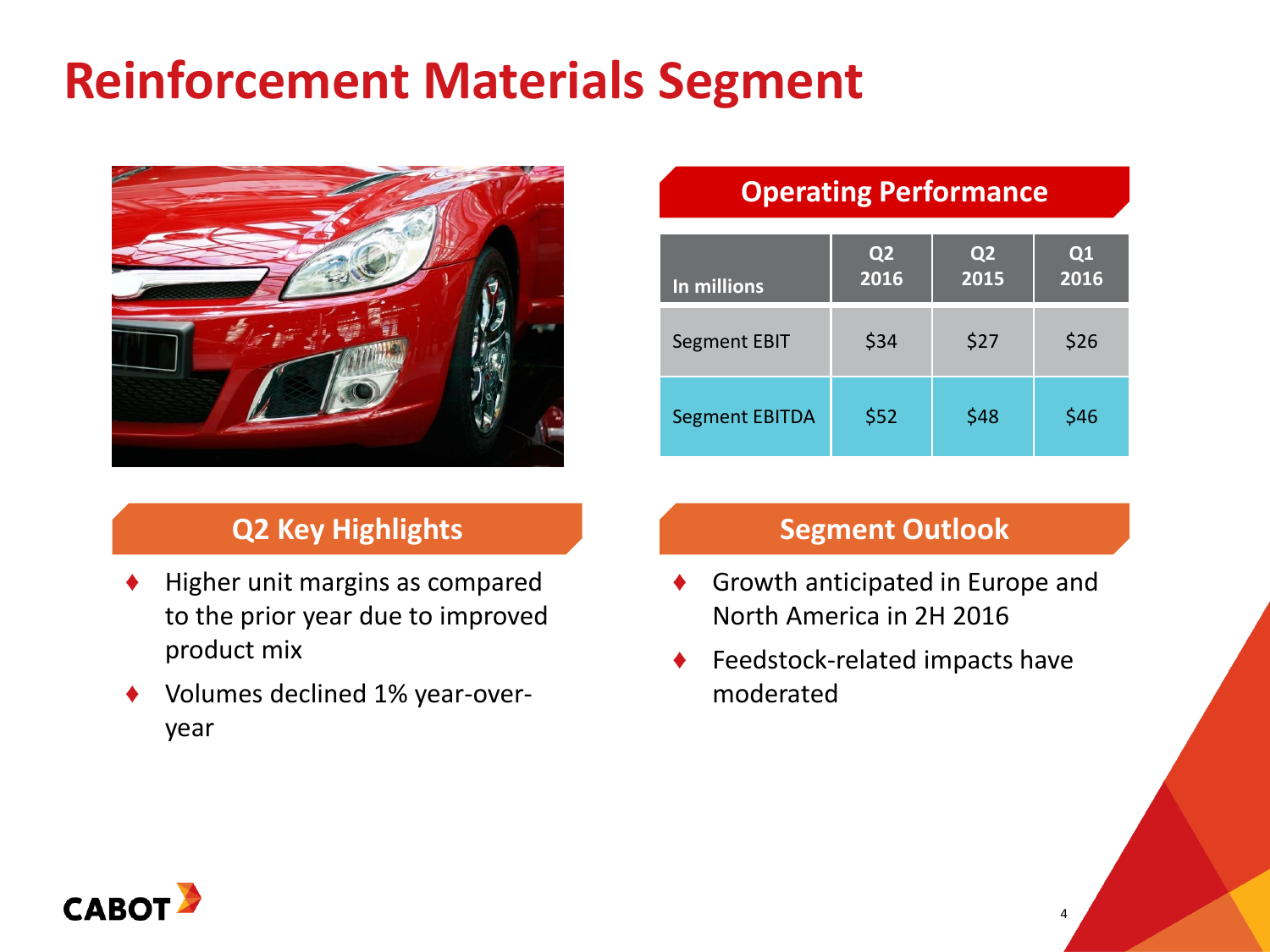# Reinforcement Materials Segment

## Operating Performance

| In millions | Q2 2016 | Q2 2015 | Q1 2016 |
|---|---|---|---|
| Segment EBIT | $34 | $27 | $26 |
| Segment EBITDA | $52 | $48 | $46 |

## Q2 Key Highlights

- Higher unit margins as compared to the prior year due to improved product mix
- Volumes declined 1% year-over-year

## Segment Outlook

- Growth anticipated in Europe and North America in 2H 2016
- Feedstock-related impacts have moderated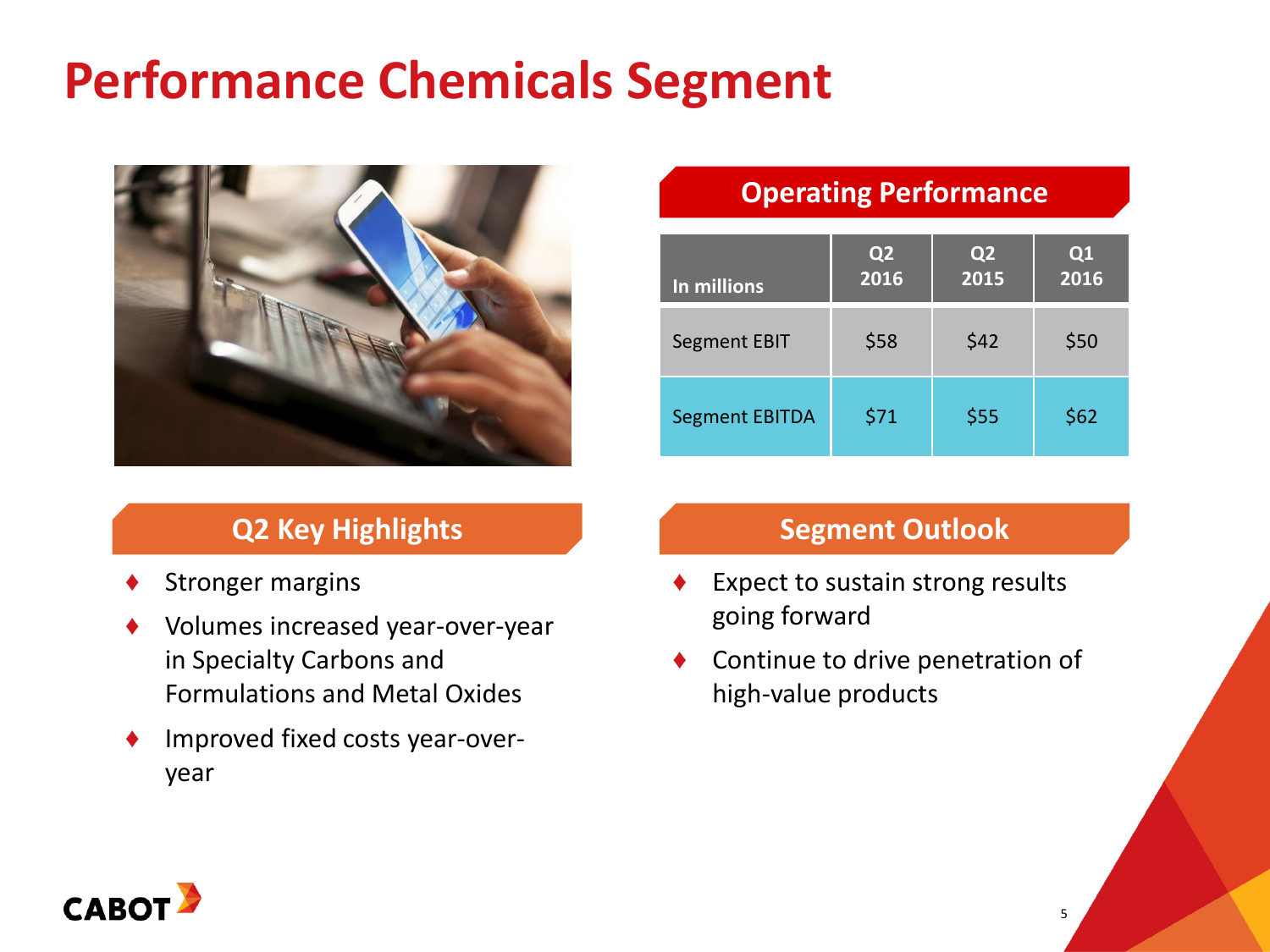# Performance Chemicals Segment

## Operating Performance

| In millions | Q2 2016 | Q2 2015 | Q1 2016 |
|---|---|---|---|
| Segment EBIT | $58 | $42 | $50 |
| Segment EBITDA | $71 | $55 | $62 |

## Q2 Key Highlights

- Stronger margins
- Volumes increased year-over-year in Specialty Carbons and Formulations and Metal Oxides
- Improved fixed costs year-over-year

## Segment Outlook

- Expect to sustain strong results going forward
- Continue to drive penetration of high-value products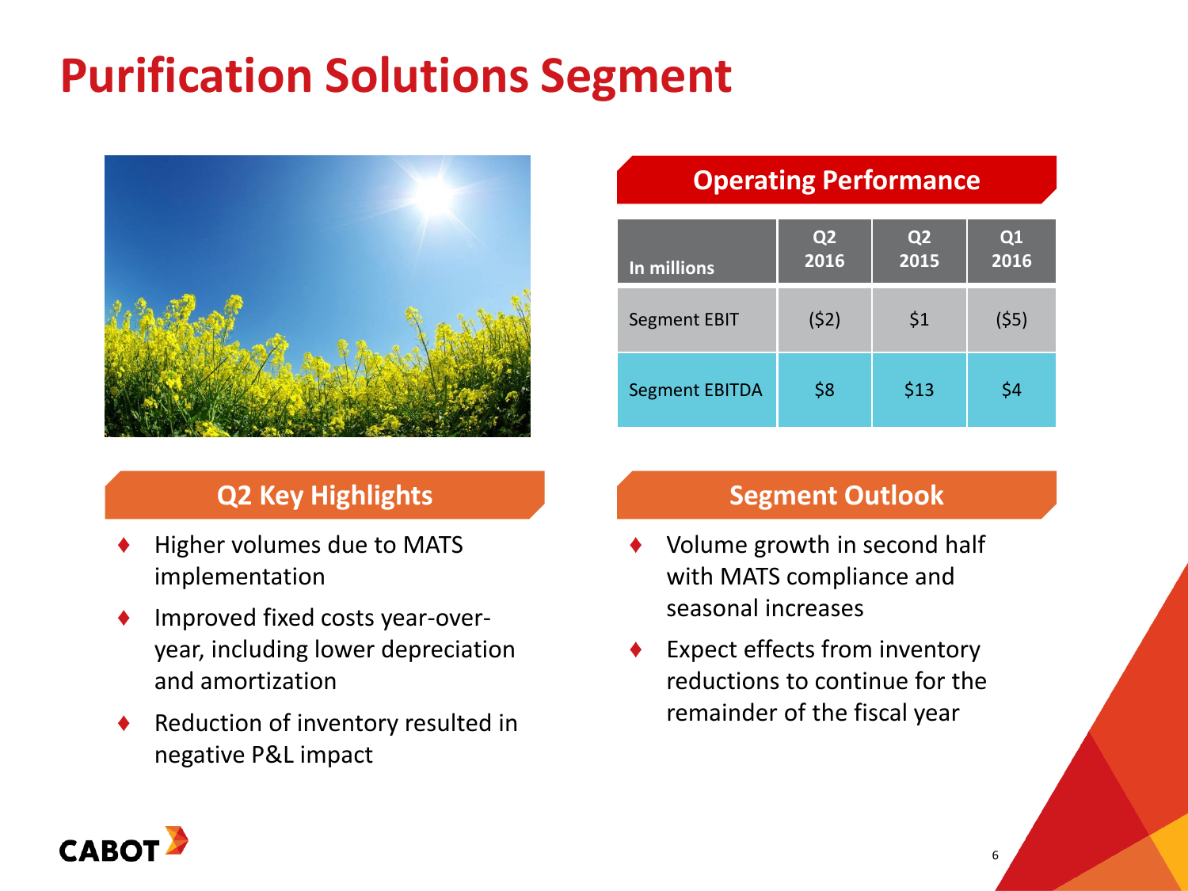# Purification Solutions Segment

## Operating Performance

| In millions | Q2 2016 | Q2 2015 | Q1 2016 |
|---|---|---|---|
| Segment EBIT | ($2) | $1 | ($5) |
| Segment EBITDA | $8 | $13 | $4 |

## Q2 Key Highlights

- Higher volumes due to MATS implementation
- Improved fixed costs year-over-year, including lower depreciation and amortization
- Reduction of inventory resulted in negative P&L impact

## Segment Outlook

- Volume growth in second half with MATS compliance and seasonal increases
- Expect effects from inventory reductions to continue for the remainder of the fiscal year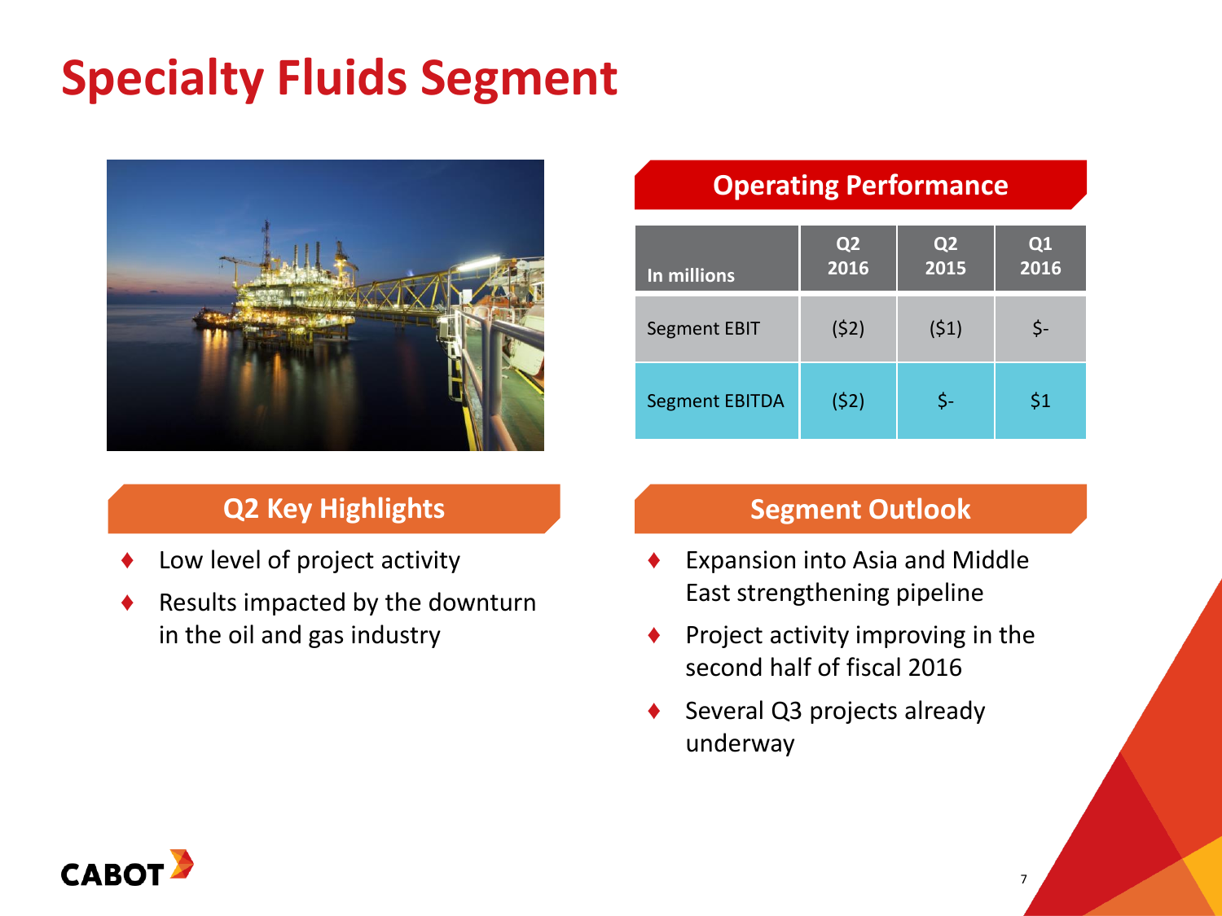# Specialty Fluids Segment

## Operating Performance

| In millions | Q2 2016 | Q2 2015 | Q1 2016 |
|---|---|---|---|
| Segment EBIT | ($2) | ($1) | $- |
| Segment EBITDA | ($2) | $- | $1 |

## Q2 Key Highlights

- Low level of project activity
- Results impacted by the downturn in the oil and gas industry

## Segment Outlook

- Expansion into Asia and Middle East strengthening pipeline
- Project activity improving in the second half of fiscal 2016
- Several Q3 projects already underway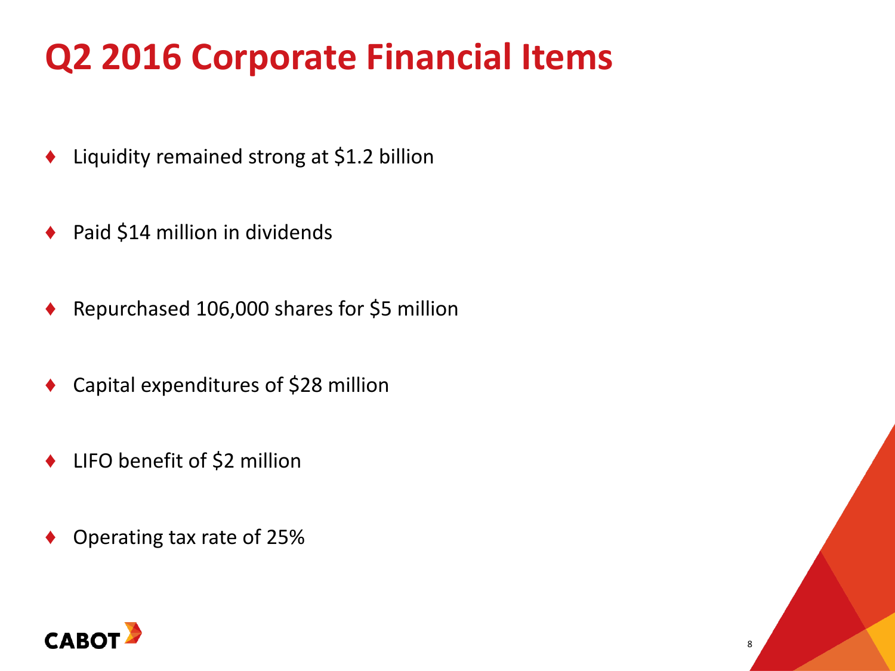# Q2 2016 Corporate Financial Items

- Liquidity remained strong at $1.2 billion
- Paid $14 million in dividends
- Repurchased 106,000 shares for $5 million
- Capital expenditures of $28 million
- LIFO benefit of $2 million
- Operating tax rate of 25%

CABOT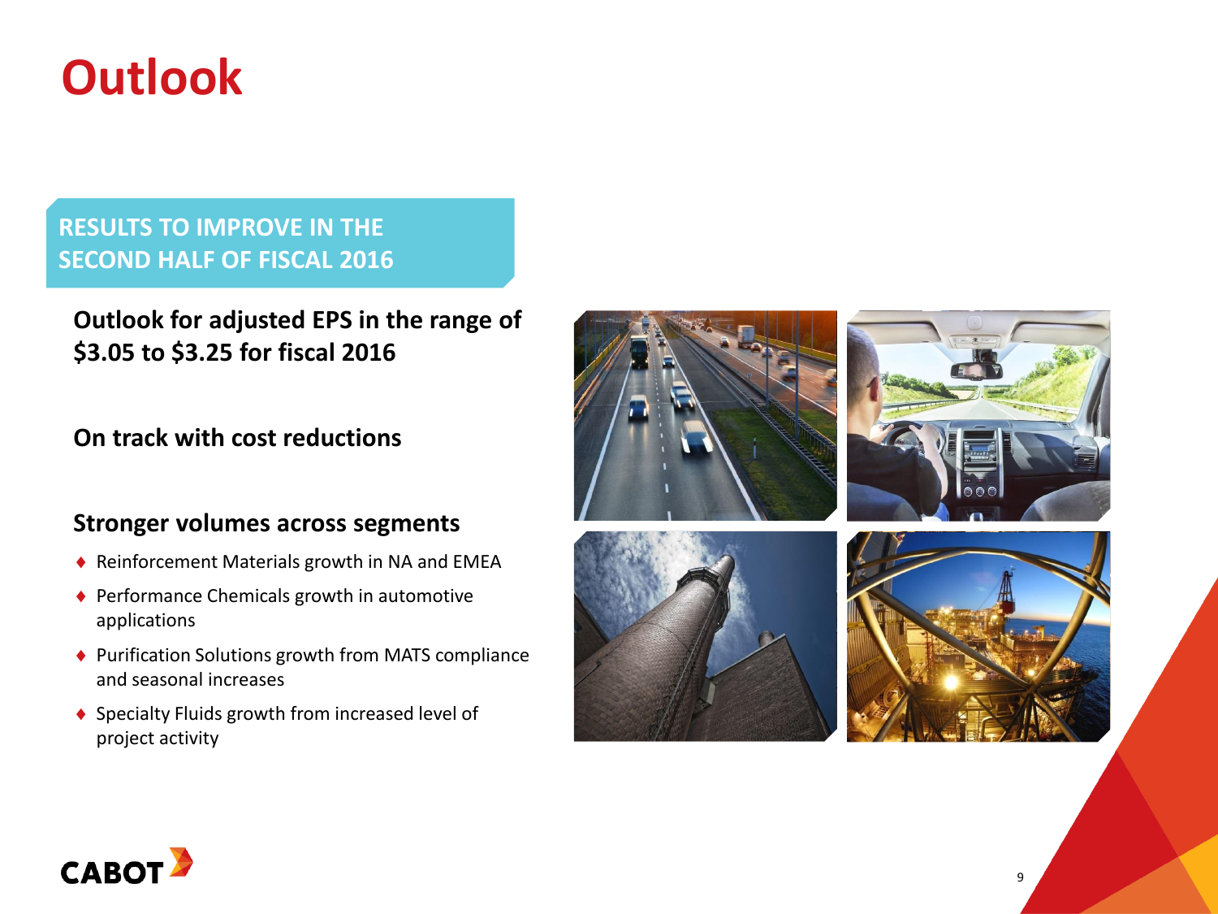# Outlook

## RESULTS TO IMPROVE IN THE SECOND HALF OF FISCAL 2016

**Outlook for adjusted EPS in the range of $3.05 to $3.25 for fiscal 2016**

**On track with cost reductions**

**Stronger volumes across segments**

- Reinforcement Materials growth in NA and EMEA
- Performance Chemicals growth in automotive applications
- Purification Solutions growth from MATS compliance and seasonal increases
- Specialty Fluids growth from increased level of project activity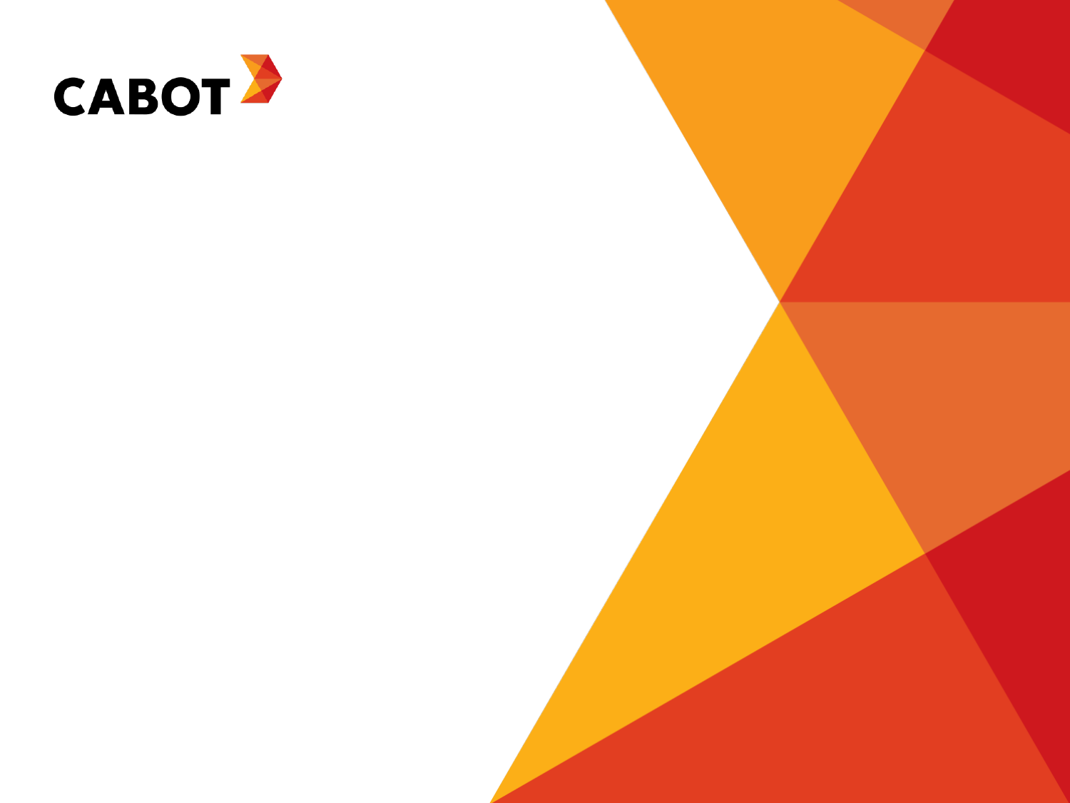CABOT